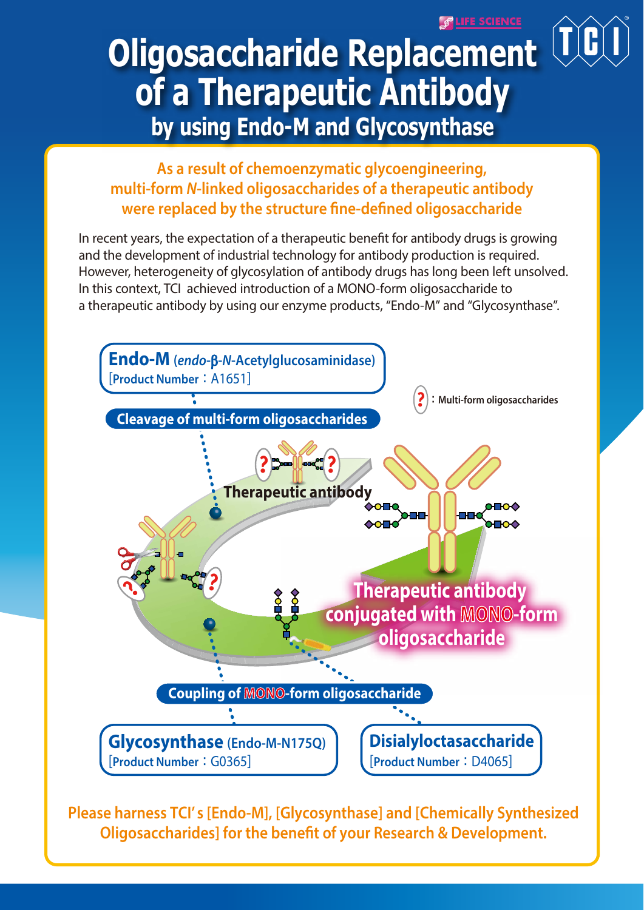LIFE SCIENCE

# Oligosaccharide Replacement of a Therapeutic Antibody by using Endo-M and Glycosynthase

## As a result of chemoenzymatic glycoengineering, multi-form *N*-linked oligosaccharides of a therapeutic antibody were replaced by the structure fine-defined oligosaccharide

In recent years, the expectation of a therapeutic benefit for antibody drugs is growing and the development of industrial technology for antibody production is required. However, heterogeneity of glycosylation of antibody drugs has long been left unsolved. In this context, TCI achieved introduction of a MONO-form oligosaccharide to a therapeutic antibody by using our enzyme products, "Endo-M" and "Glycosynthase".

**Endo-M** (*endo*-β-*N*-Acetylglucosaminidase)
[Product Number：A1651]

?：Multi-form oligosaccharides

**Cleavage of multi-form oligosaccharides**

**Therapeutic antibody**

**Therapeutic antibody conjugated with MONO-form oligosaccharide**

**Coupling of MONO-form oligosaccharide**

**Glycosynthase** (Endo-M-N175Q)
[Product Number：G0365]

**Disialyloctasaccharide**
[Product Number：D4065]

**Please harness TCI's [Endo-M], [Glycosynthase] and [Chemically Synthesized Oligosaccharides] for the benefit of your Research & Development.**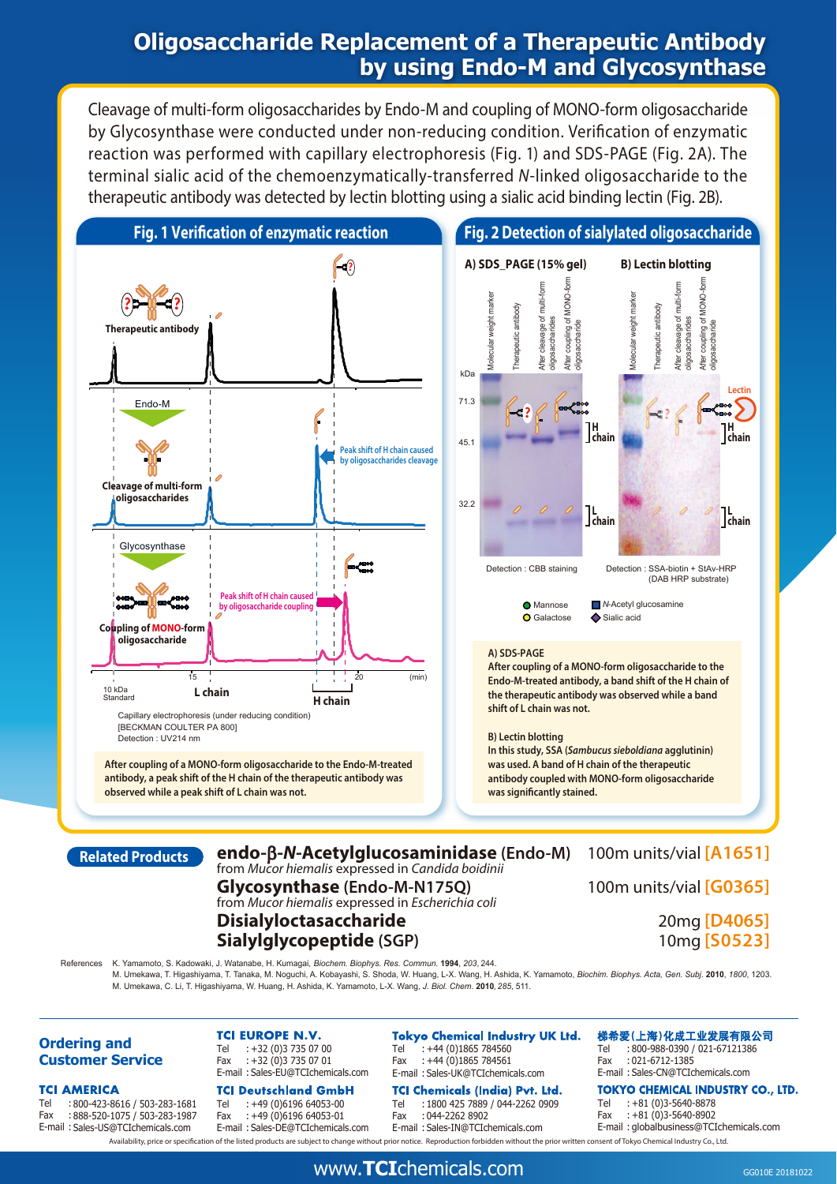# Oligosaccharide Replacement of a Therapeutic Antibody by using Endo-M and Glycosynthase

Cleavage of multi-form oligosaccharides by Endo-M and coupling of MONO-form oligosaccharide by Glycosynthase were conducted under non-reducing condition. Verification of enzymatic reaction was performed with capillary electrophoresis (Fig. 1) and SDS-PAGE (Fig. 2A). The terminal sialic acid of the chemoenzymatically-transferred *N*-linked oligosaccharide to the therapeutic antibody was detected by lectin blotting using a sialic acid binding lectin (Fig. 2B).

## Fig. 1 Verification of enzymatic reaction

Therapeutic antibody

Endo-M

Cleavage of multi-form oligosaccharides

Peak shift of H chain caused by oligosaccharides cleavage

Glycosynthase

Peak shift of H chain caused by oligosaccharide coupling

Coupling of MONO-form oligosaccharide

10 kDa Standard

15

20

(min)

L chain

H chain

Capillary electrophoresis (under reducing condition)
[BECKMAN COULTER PA 800]
Detection : UV214 nm

After coupling of a MONO-form oligosaccharide to the Endo-M-treated antibody, a peak shift of the H chain of the therapeutic antibody was observed while a peak shift of L chain was not.

## Fig. 2 Detection of sialylated oligosaccharide

**A) SDS_PAGE (15% gel)**

**B) Lectin blotting**

Molecular weight marker

Therapeutic antibody

After cleavage of multi-form oligosaccharides

After coupling of MONO-form oligosaccharide

kDa

71.3

45.1

32.2

H chain

L chain

Lectin

Detection : CBB staining

Detection : SSA-biotin + StAv-HRP (DAB HRP substrate)

Mannose

Galactose

*N*-Acetyl glucosamine

Sialic acid

**A) SDS-PAGE**
**After coupling of a MONO-form oligosaccharide to the Endo-M-treated antibody, a band shift of the H chain of the therapeutic antibody was observed while a band shift of L chain was not.**

**B) Lectin blotting**
**In this study, SSA (*Sambucus sieboldiana* agglutinin) was used. A band of H chain of the therapeutic antibody coupled with MONO-form oligosaccharide was significantly stained.**

## Related Products

**endo-β-*N*-Acetylglucosaminidase** (Endo-M) — 100m units/vial [A1651]
from *Mucor hiemalis* expressed in *Candida boidinii*

**Glycosynthase** (Endo-M-N175Q) — 100m units/vial [G0365]
from *Mucor hiemalis* expressed in *Escherichia coli*

**Disialyloctasaccharide** — 20mg [D4065]

**Sialylglycopeptide** (SGP) — 10mg [S0523]

References
K. Yamamoto, S. Kadowaki, J. Watanabe, H. Kumagai, *Biochem. Biophys. Res. Commun.* **1994**, *203*, 244.
M. Umekawa, T. Higashiyama, T. Tanaka, M. Noguchi, A. Kobayashi, S. Shoda, W. Huang, L-X. Wang, H. Ashida, K. Yamamoto, *Biochim. Biophys. Acta, Gen. Subj.* **2010**, *1800*, 1203.
M. Umekawa, C. Li, T. Higashiyama, W. Huang, H. Ashida, K. Yamamoto, L-X. Wang, *J. Biol. Chem.* **2010**, *285*, 511.

## Ordering and Customer Service

**TCI AMERICA**
Tel : 800-423-8616 / 503-283-1681
Fax : 888-520-1075 / 503-283-1987
E-mail : Sales-US@TCIchemicals.com

**TCI EUROPE N.V.**
Tel : +32 (0)3 735 07 00
Fax : +32 (0)3 735 07 01
E-mail : Sales-EU@TCIchemicals.com

**TCI Deutschland GmbH**
Tel : +49 (0)6196 64053-00
Fax : +49 (0)6196 64053-01
E-mail : Sales-DE@TCIchemicals.com

**Tokyo Chemical Industry UK Ltd.**
Tel : +44 (0)1865 784560
Fax : +44 (0)1865 784561
E-mail : Sales-UK@TCIchemicals.com

**TCI Chemicals (India) Pvt. Ltd.**
Tel : 1800 425 7889 / 044-2262 0909
Fax : 044-2262 8902
E-mail : Sales-IN@TCIchemicals.com

**梯希爱(上海)化成工业发展有限公司**
Tel : 800-988-0390 / 021-67121386
Fax : 021-6712-1385
E-mail : Sales-CN@TCIchemicals.com

**TOKYO CHEMICAL INDUSTRY CO., LTD.**
Tel : +81 (0)3-5640-8878
Fax : +81 (0)3-5640-8902
E-mail : globalbusiness@TCIchemicals.com

Availability, price or specification of the listed products are subject to change without prior notice. Reproduction forbidden without the prior written consent of Tokyo Chemical Industry Co., Ltd.

www.TCIchemicals.com

GG010E 20181022